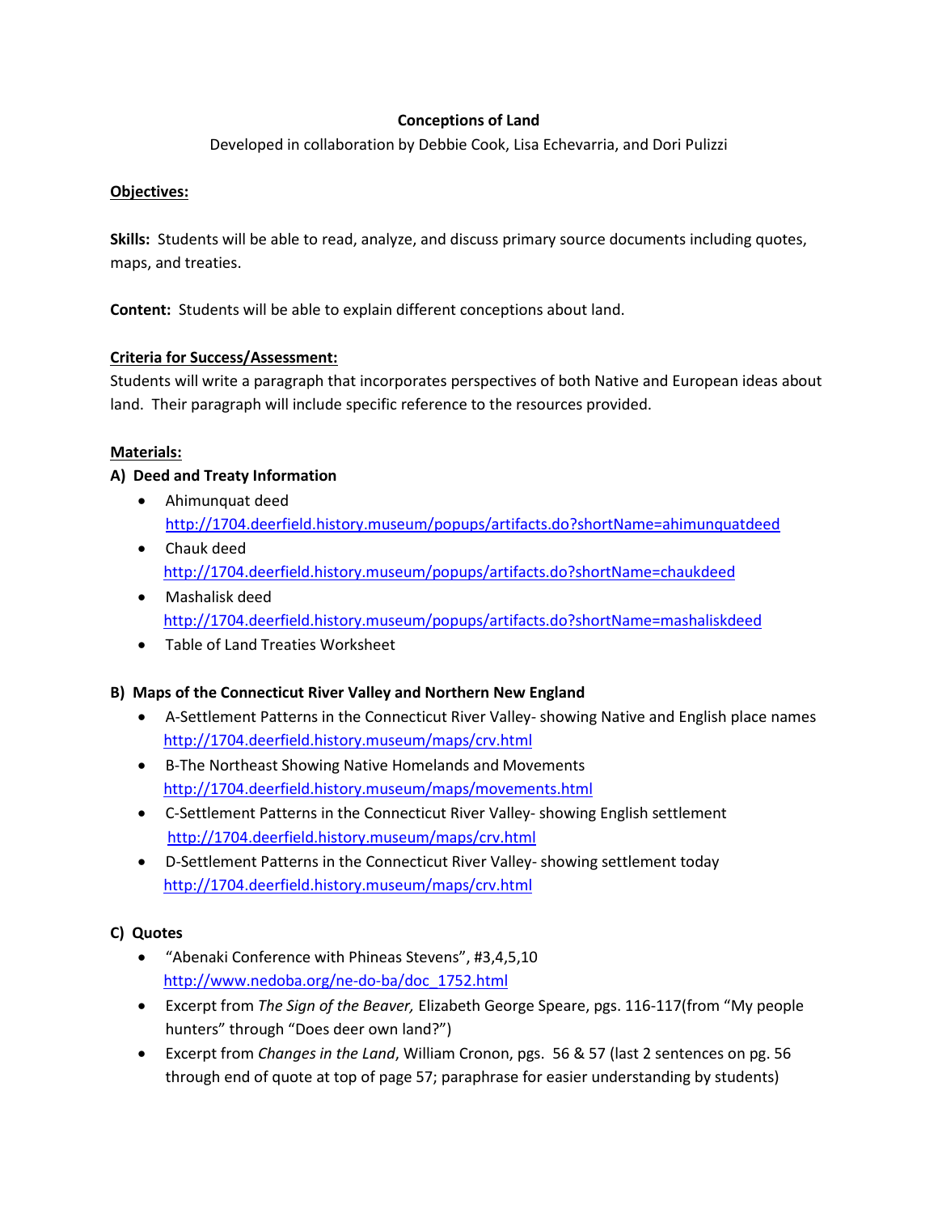# Conceptions of Land

Developed in collaboration by Debbie Cook, Lisa Echevarria, and Dori Pulizzi

## Objectives:

**Skills:** Students will be able to read, analyze, and discuss primary source documents including quotes, maps, and treaties.

**Content:** Students will be able to explain different conceptions about land.

## Criteria for Success/Assessment:

Students will write a paragraph that incorporates perspectives of both Native and European ideas about land. Their paragraph will include specific reference to the resources provided.

## Materials:

### A) Deed and Treaty Information

- Ahimunquat deed
  http://1704.deerfield.history.museum/popups/artifacts.do?shortName=ahimunquatdeed
- Chauk deed
  http://1704.deerfield.history.museum/popups/artifacts.do?shortName=chaukdeed
- Mashalisk deed
  http://1704.deerfield.history.museum/popups/artifacts.do?shortName=mashaliskdeed
- Table of Land Treaties Worksheet

### B) Maps of the Connecticut River Valley and Northern New England

- A-Settlement Patterns in the Connecticut River Valley- showing Native and English place names
  http://1704.deerfield.history.museum/maps/crv.html
- B-The Northeast Showing Native Homelands and Movements
  http://1704.deerfield.history.museum/maps/movements.html
- C-Settlement Patterns in the Connecticut River Valley- showing English settlement
  http://1704.deerfield.history.museum/maps/crv.html
- D-Settlement Patterns in the Connecticut River Valley- showing settlement today
  http://1704.deerfield.history.museum/maps/crv.html

### C) Quotes

- "Abenaki Conference with Phineas Stevens", #3,4,5,10
  http://www.nedoba.org/ne-do-ba/doc_1752.html
- Excerpt from *The Sign of the Beaver,* Elizabeth George Speare, pgs. 116-117(from "My people hunters" through "Does deer own land?")
- Excerpt from *Changes in the Land*, William Cronon, pgs. 56 & 57 (last 2 sentences on pg. 56 through end of quote at top of page 57; paraphrase for easier understanding by students)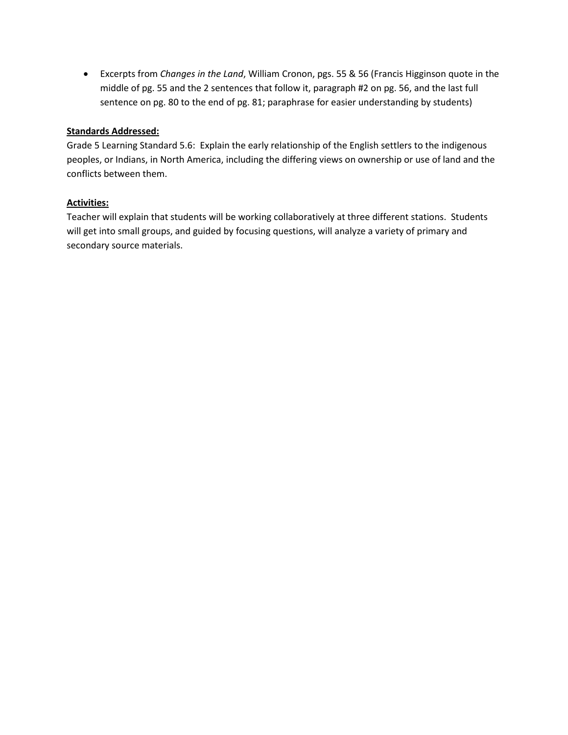- Excerpts from *Changes in the Land*, William Cronon, pgs. 55 & 56 (Francis Higginson quote in the middle of pg. 55 and the 2 sentences that follow it, paragraph #2 on pg. 56, and the last full sentence on pg. 80 to the end of pg. 81; paraphrase for easier understanding by students)

**Standards Addressed:**

Grade 5 Learning Standard 5.6: Explain the early relationship of the English settlers to the indigenous peoples, or Indians, in North America, including the differing views on ownership or use of land and the conflicts between them.

**Activities:**

Teacher will explain that students will be working collaboratively at three different stations. Students will get into small groups, and guided by focusing questions, will analyze a variety of primary and secondary source materials.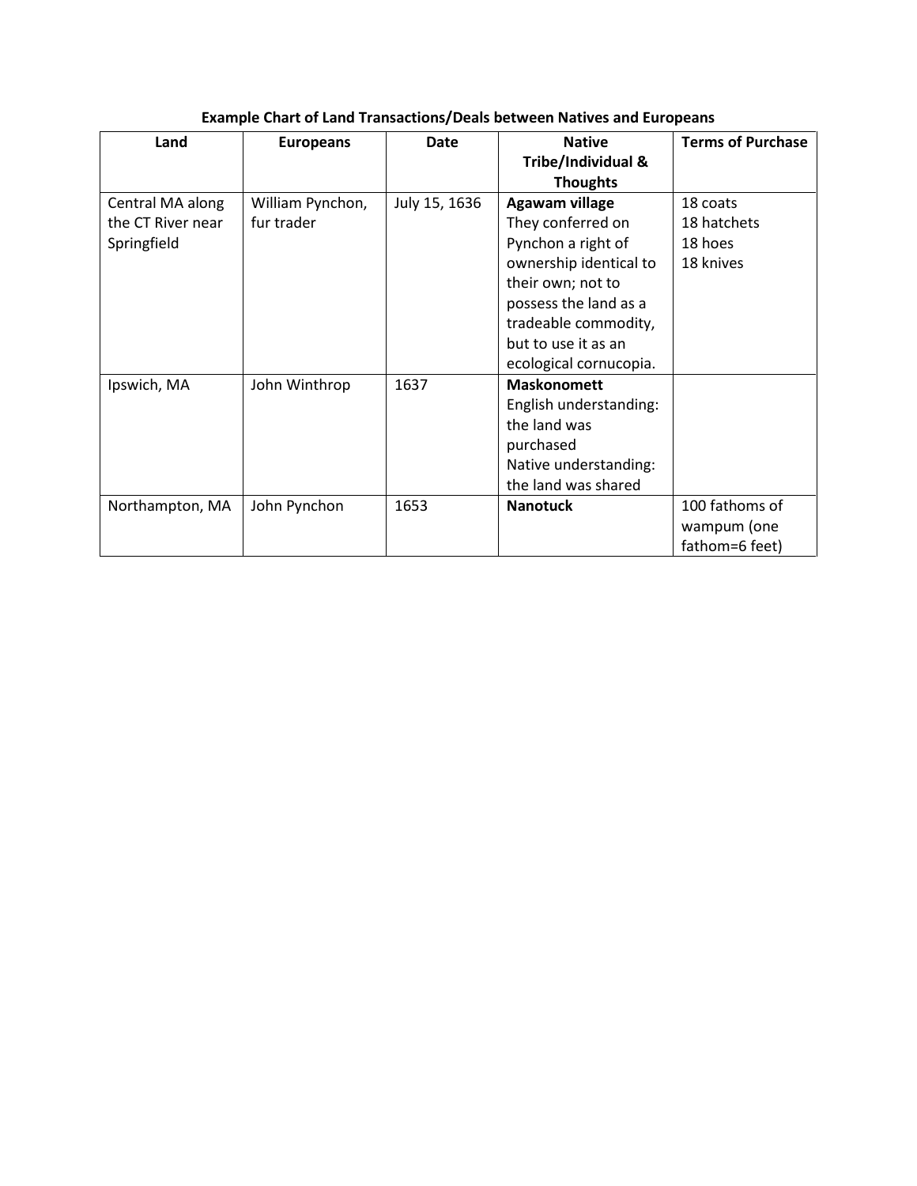**Example Chart of Land Transactions/Deals between Natives and Europeans**

| Land | Europeans | Date | Native Tribe/Individual & Thoughts | Terms of Purchase |
|---|---|---|---|---|
| Central MA along the CT River near Springfield | William Pynchon, fur trader | July 15, 1636 | **Agawam village**<br>They conferred on Pynchon a right of ownership identical to their own; not to possess the land as a tradeable commodity, but to use it as an ecological cornucopia. | 18 coats<br>18 hatchets<br>18 hoes<br>18 knives |
| Ipswich, MA | John Winthrop | 1637 | **Maskonomett**<br>English understanding: the land was purchased<br>Native understanding: the land was shared | |
| Northampton, MA | John Pynchon | 1653 | **Nanotuck** | 100 fathoms of wampum (one fathom=6 feet) |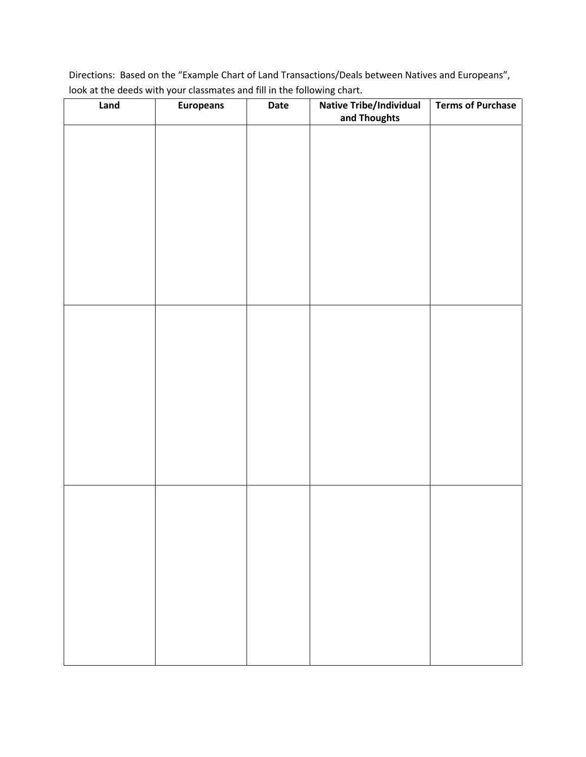Directions: Based on the "Example Chart of Land Transactions/Deals between Natives and Europeans", look at the deeds with your classmates and fill in the following chart.

| Land | Europeans | Date | Native Tribe/Individual and Thoughts | Terms of Purchase |
|---|---|---|---|---|
| | | | | |
| | | | | |
| | | | | |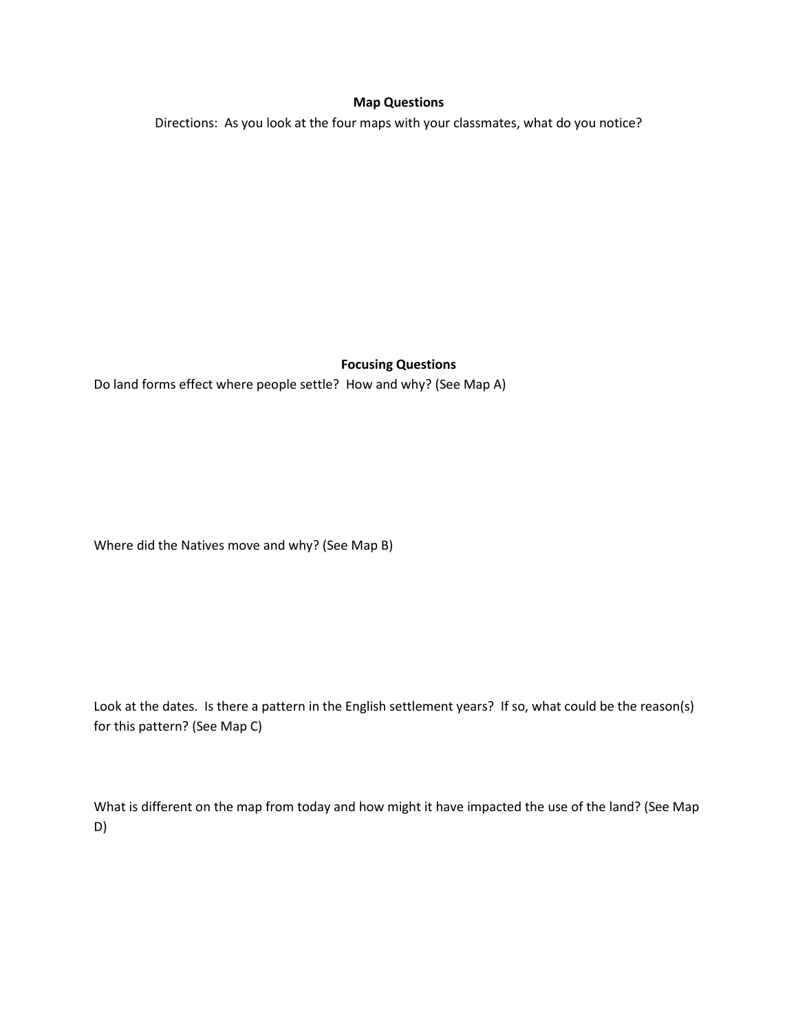## Map Questions

Directions: As you look at the four maps with your classmates, what do you notice?

## Focusing Questions

Do land forms effect where people settle? How and why? (See Map A)

Where did the Natives move and why? (See Map B)

Look at the dates. Is there a pattern in the English settlement years? If so, what could be the reason(s) for this pattern? (See Map C)

What is different on the map from today and how might it have impacted the use of the land? (See Map D)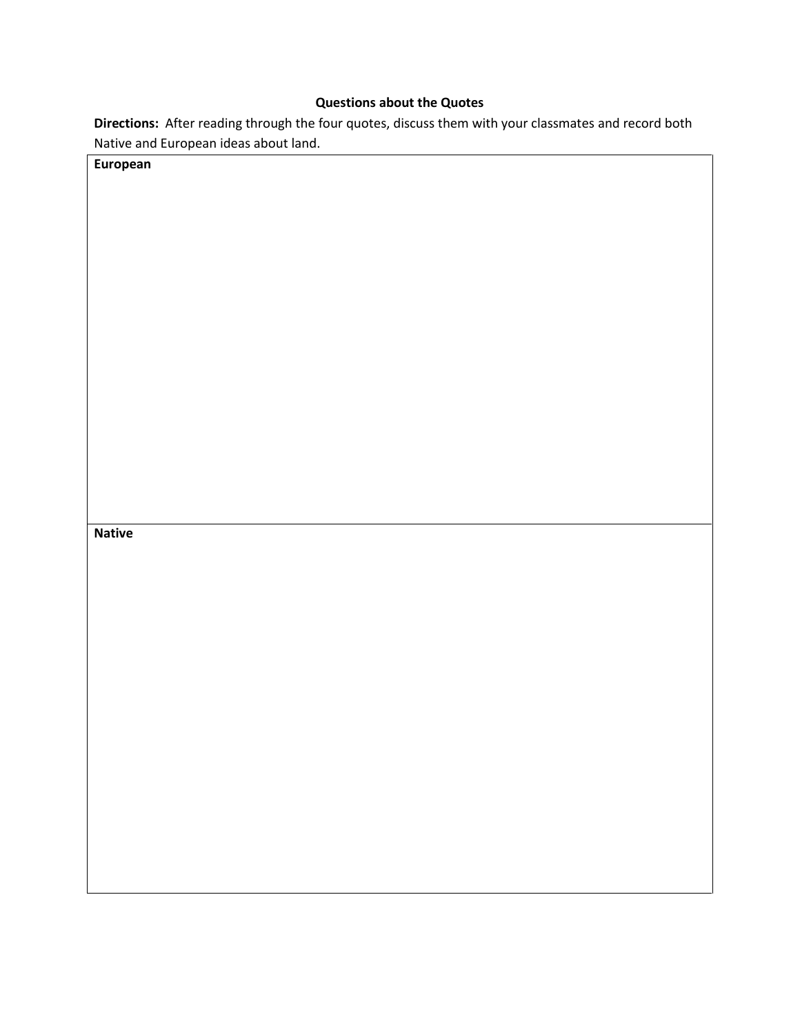**Questions about the Quotes**

**Directions:** After reading through the four quotes, discuss them with your classmates and record both Native and European ideas about land.

| **European** |
| --- |
| |

| **Native** |
| --- |
| |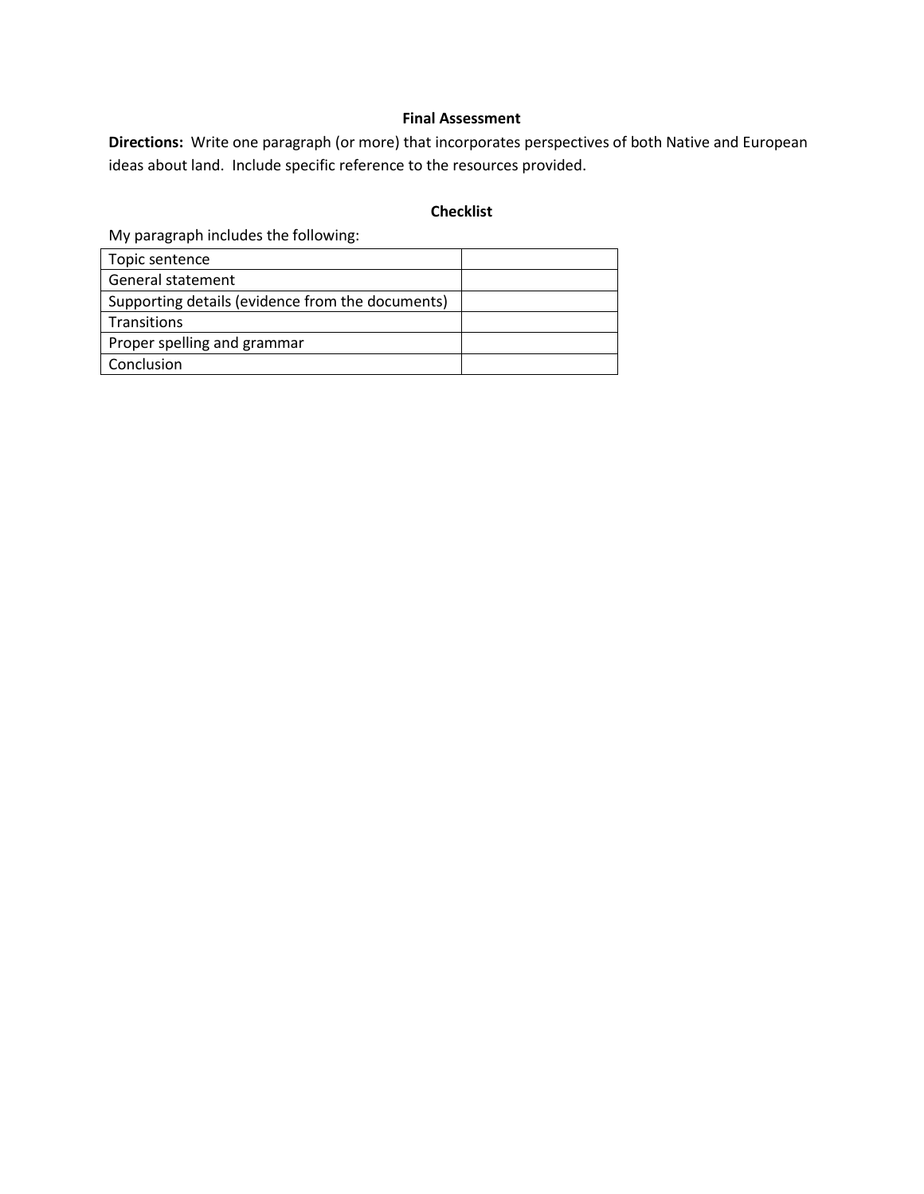**Final Assessment**

**Directions:** Write one paragraph (or more) that incorporates perspectives of both Native and European ideas about land. Include specific reference to the resources provided.

**Checklist**

My paragraph includes the following:

| | |
|---|---|
| Topic sentence | |
| General statement | |
| Supporting details (evidence from the documents) | |
| Transitions | |
| Proper spelling and grammar | |
| Conclusion | |